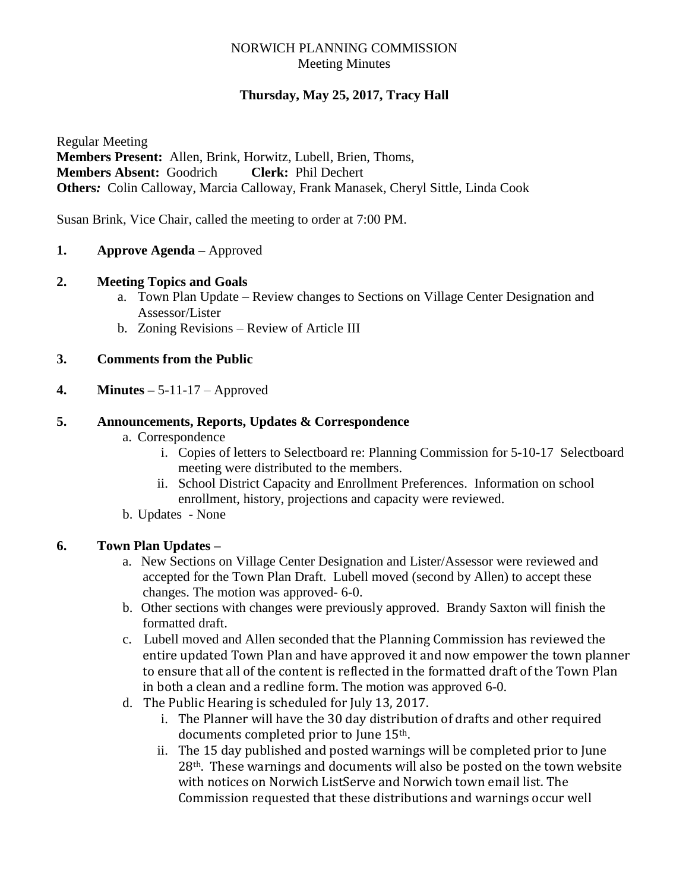NORWICH PLANNING COMMISSION
Meeting Minutes

**Thursday, May 25, 2017, Tracy Hall**

Regular Meeting
**Members Present:** Allen, Brink, Horwitz, Lubell, Brien, Thoms,
**Members Absent:** Goodrich **Clerk:** Phil Dechert
***Others:*** Colin Calloway, Marcia Calloway, Frank Manasek, Cheryl Sittle, Linda Cook

Susan Brink, Vice Chair, called the meeting to order at 7:00 PM.

1. **Approve Agenda –** Approved

2. **Meeting Topics and Goals**
   a. Town Plan Update – Review changes to Sections on Village Center Designation and Assessor/Lister
   b. Zoning Revisions – Review of Article III

3. **Comments from the Public**

4. **Minutes –** 5-11-17 – Approved

5. **Announcements, Reports, Updates & Correspondence**
   a. Correspondence
      i. Copies of letters to Selectboard re: Planning Commission for 5-10-17 Selectboard meeting were distributed to the members.
      ii. School District Capacity and Enrollment Preferences. Information on school enrollment, history, projections and capacity were reviewed.
   b. Updates - None

6. **Town Plan Updates –**
   a. New Sections on Village Center Designation and Lister/Assessor were reviewed and accepted for the Town Plan Draft. Lubell moved (second by Allen) to accept these changes. The motion was approved- 6-0.
   b. Other sections with changes were previously approved. Brandy Saxton will finish the formatted draft.
   c. Lubell moved and Allen seconded that the Planning Commission has reviewed the entire updated Town Plan and have approved it and now empower the town planner to ensure that all of the content is reflected in the formatted draft of the Town Plan in both a clean and a redline form. The motion was approved 6-0.
   d. The Public Hearing is scheduled for July 13, 2017.
      i. The Planner will have the 30 day distribution of drafts and other required documents completed prior to June 15th.
      ii. The 15 day published and posted warnings will be completed prior to June 28th. These warnings and documents will also be posted on the town website with notices on Norwich ListServe and Norwich town email list. The Commission requested that these distributions and warnings occur well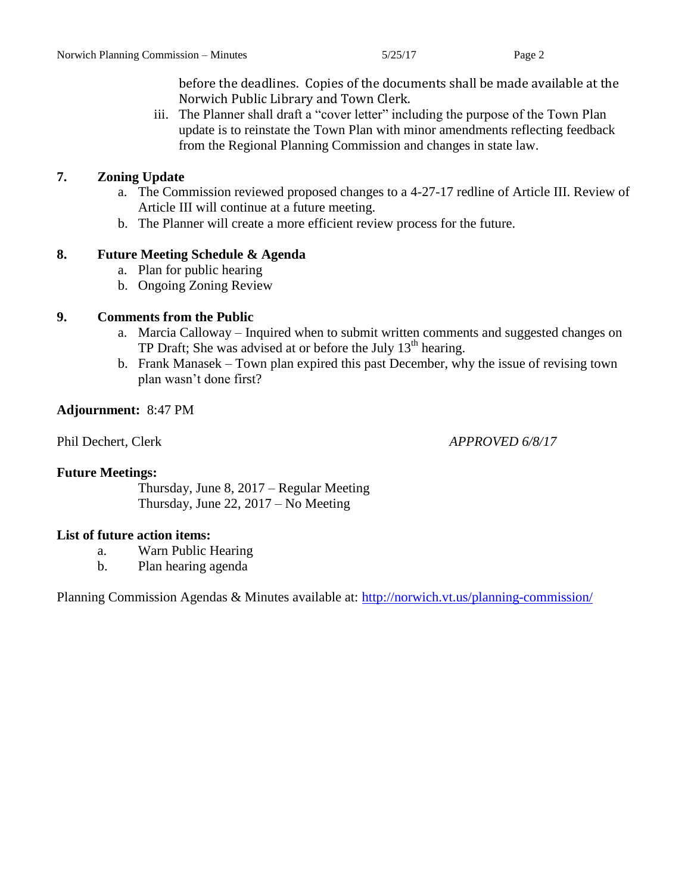before the deadlines. Copies of the documents shall be made available at the Norwich Public Library and Town Clerk.

iii. The Planner shall draft a "cover letter" including the purpose of the Town Plan update is to reinstate the Town Plan with minor amendments reflecting feedback from the Regional Planning Commission and changes in state law.

## 7. Zoning Update

a. The Commission reviewed proposed changes to a 4-27-17 redline of Article III. Review of Article III will continue at a future meeting.
b. The Planner will create a more efficient review process for the future.

## 8. Future Meeting Schedule & Agenda

a. Plan for public hearing
b. Ongoing Zoning Review

## 9. Comments from the Public

a. Marcia Calloway – Inquired when to submit written comments and suggested changes on TP Draft; She was advised at or before the July 13th hearing.
b. Frank Manasek – Town plan expired this past December, why the issue of revising town plan wasn't done first?

**Adjournment:** 8:47 PM

Phil Dechert, Clerk

*APPROVED 6/8/17*

**Future Meetings:**

Thursday, June 8, 2017 – Regular Meeting
Thursday, June 22, 2017 – No Meeting

**List of future action items:**

a. Warn Public Hearing
b. Plan hearing agenda

Planning Commission Agendas & Minutes available at: http://norwich.vt.us/planning-commission/